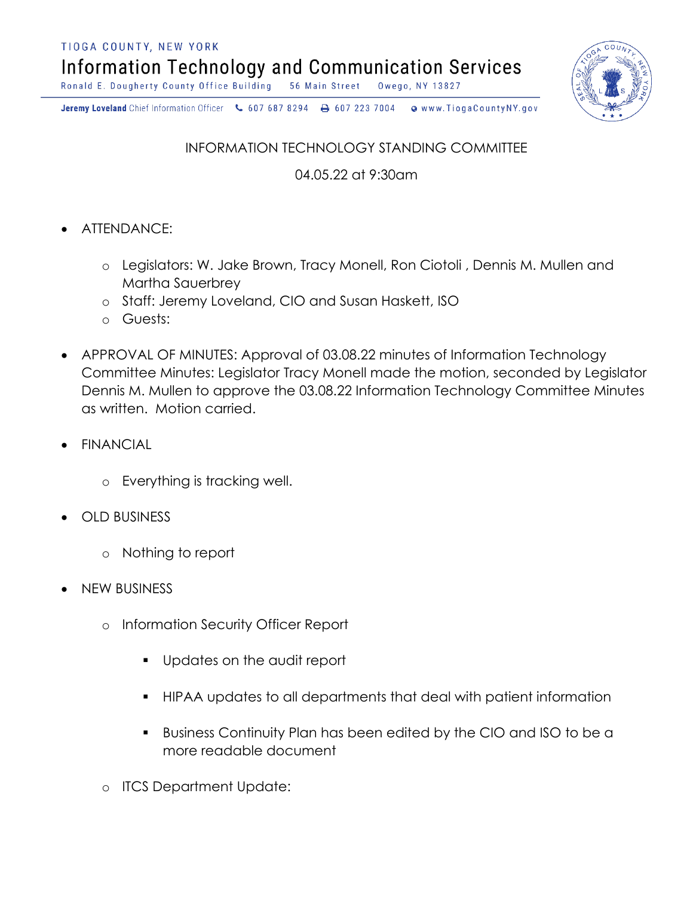TIOGA COUNTY, NEW YORK

# Information Technology and Communication Services

Ronald E. Dougherty County Office Building 56 Main Street Owego, NY 13827

**Jeremy Loveland** Chief Information Officer 607 687 8294 607 223 7004 www.TiogaCountyNY.gov

## INFORMATION TECHNOLOGY STANDING COMMITTEE

04.05.22 at 9:30am

- ATTENDANCE:
  - Legislators: W. Jake Brown, Tracy Monell, Ron Ciotoli , Dennis M. Mullen and Martha Sauerbrey
  - Staff: Jeremy Loveland, CIO and Susan Haskett, ISO
  - Guests:
- APPROVAL OF MINUTES: Approval of 03.08.22 minutes of Information Technology Committee Minutes: Legislator Tracy Monell made the motion, seconded by Legislator Dennis M. Mullen to approve the 03.08.22 Information Technology Committee Minutes as written. Motion carried.
- FINANCIAL
  - Everything is tracking well.
- OLD BUSINESS
  - Nothing to report
- NEW BUSINESS
  - Information Security Officer Report
    - Updates on the audit report
    - HIPAA updates to all departments that deal with patient information
    - Business Continuity Plan has been edited by the CIO and ISO to be a more readable document
  - ITCS Department Update: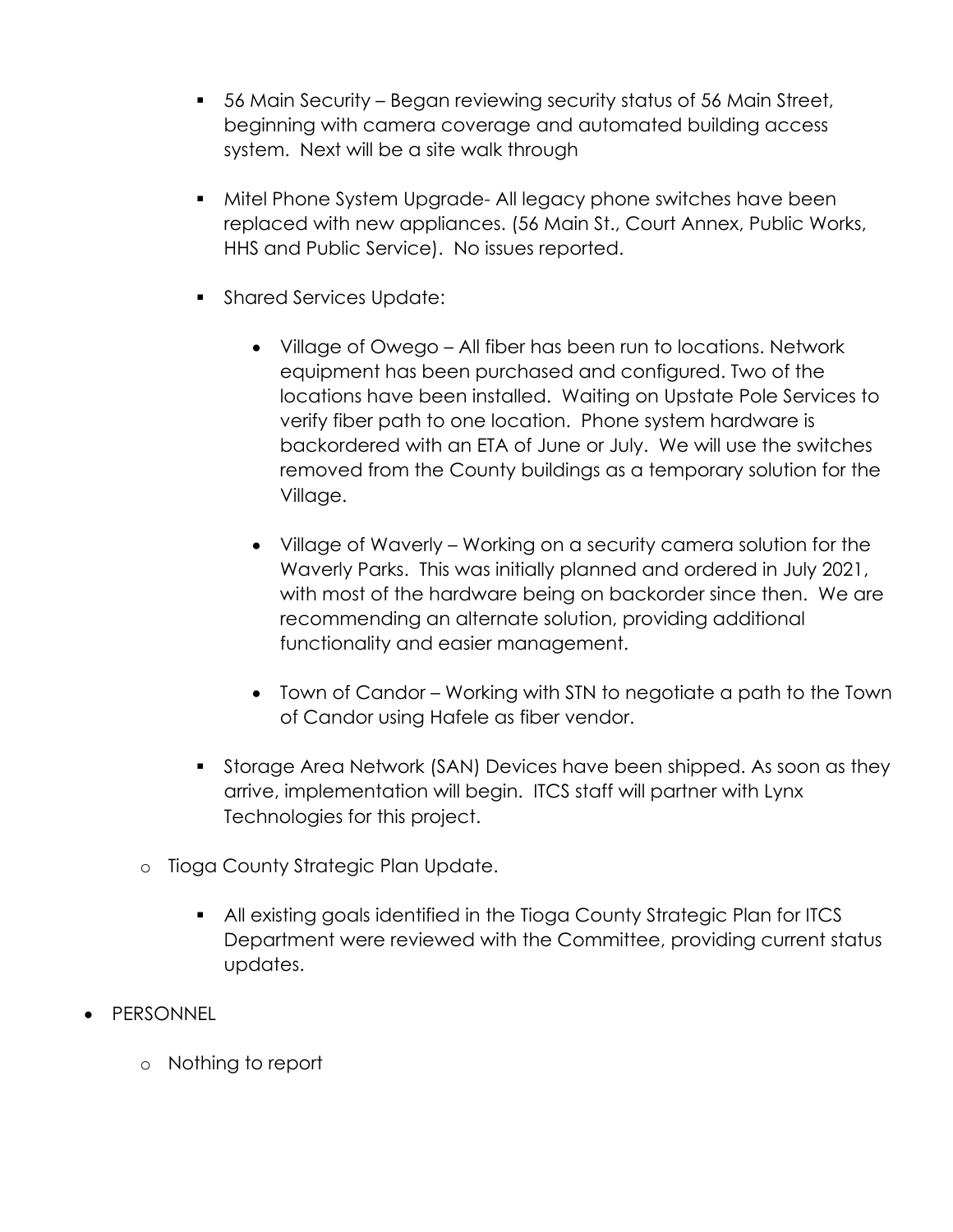- 56 Main Security – Began reviewing security status of 56 Main Street, beginning with camera coverage and automated building access system. Next will be a site walk through

        - Mitel Phone System Upgrade- All legacy phone switches have been replaced with new appliances. (56 Main St., Court Annex, Public Works, HHS and Public Service). No issues reported.

        - Shared Services Update:

            - Village of Owego – All fiber has been run to locations. Network equipment has been purchased and configured. Two of the locations have been installed. Waiting on Upstate Pole Services to verify fiber path to one location. Phone system hardware is backordered with an ETA of June or July. We will use the switches removed from the County buildings as a temporary solution for the Village.

            - Village of Waverly – Working on a security camera solution for the Waverly Parks. This was initially planned and ordered in July 2021, with most of the hardware being on backorder since then. We are recommending an alternate solution, providing additional functionality and easier management.

            - Town of Candor – Working with STN to negotiate a path to the Town of Candor using Hafele as fiber vendor.

        - Storage Area Network (SAN) Devices have been shipped. As soon as they arrive, implementation will begin. ITCS staff will partner with Lynx Technologies for this project.

    - Tioga County Strategic Plan Update.

        - All existing goals identified in the Tioga County Strategic Plan for ITCS Department were reviewed with the Committee, providing current status updates.

- PERSONNEL

    - Nothing to report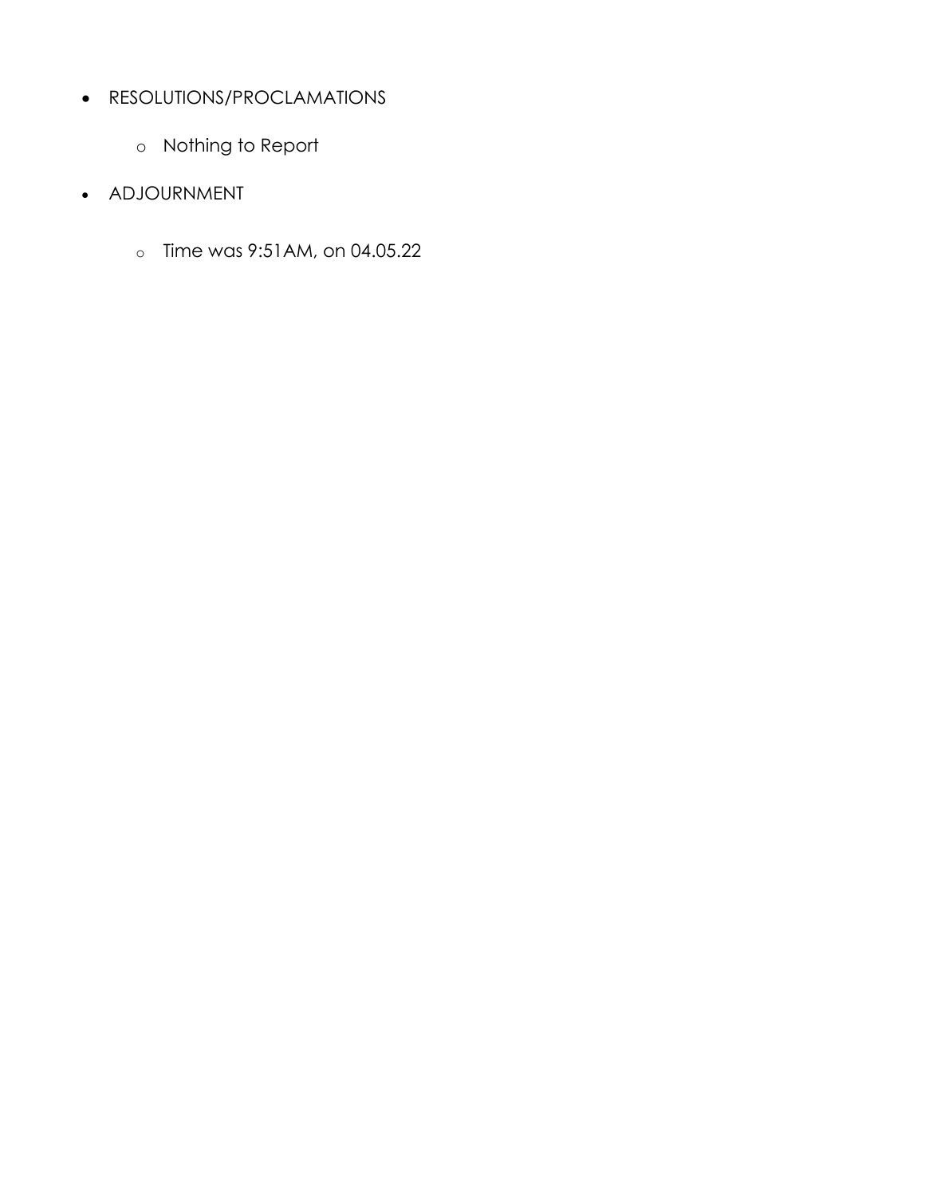- RESOLUTIONS/PROCLAMATIONS
  - Nothing to Report
- ADJOURNMENT
  - Time was 9:51AM, on 04.05.22